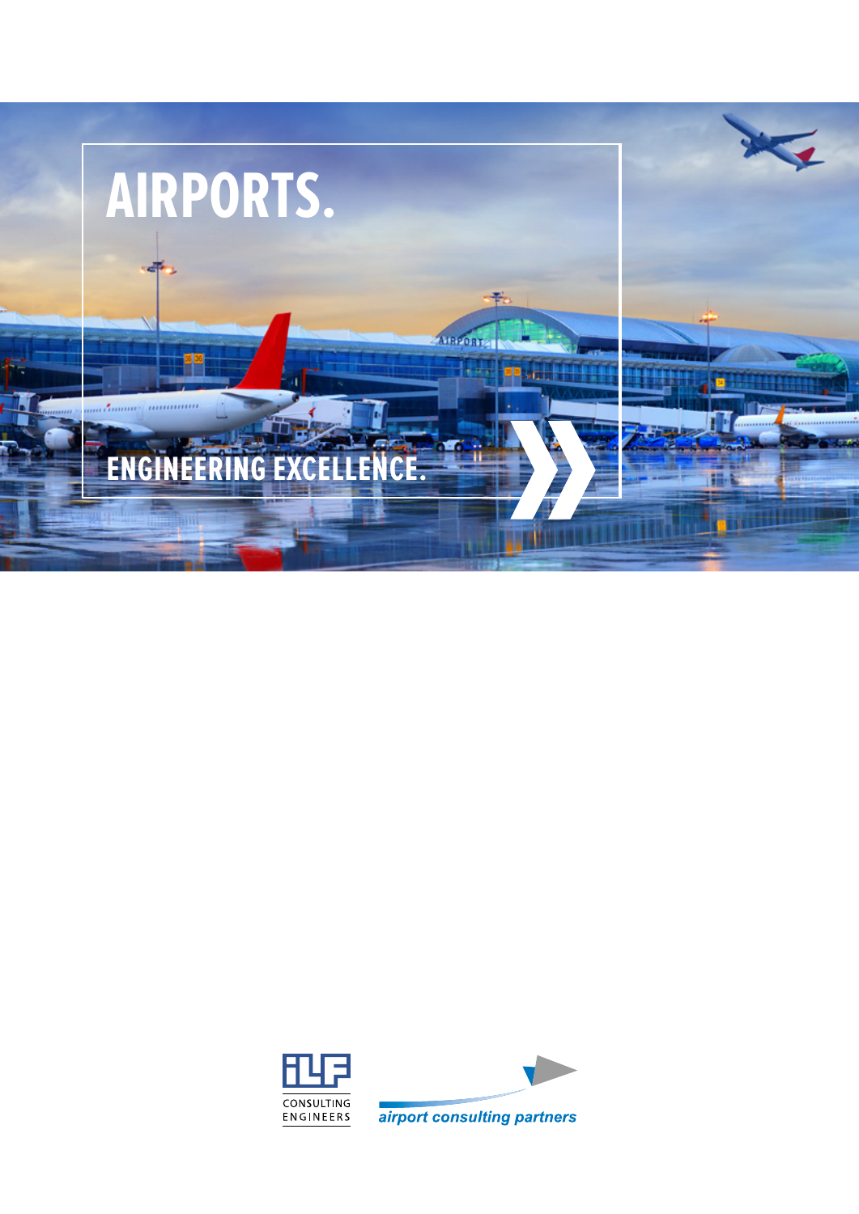# AIRPORTS.

## ENGINEERING EXCELLENCE.

ILF CONSULTING ENGINEERS

airport consulting partners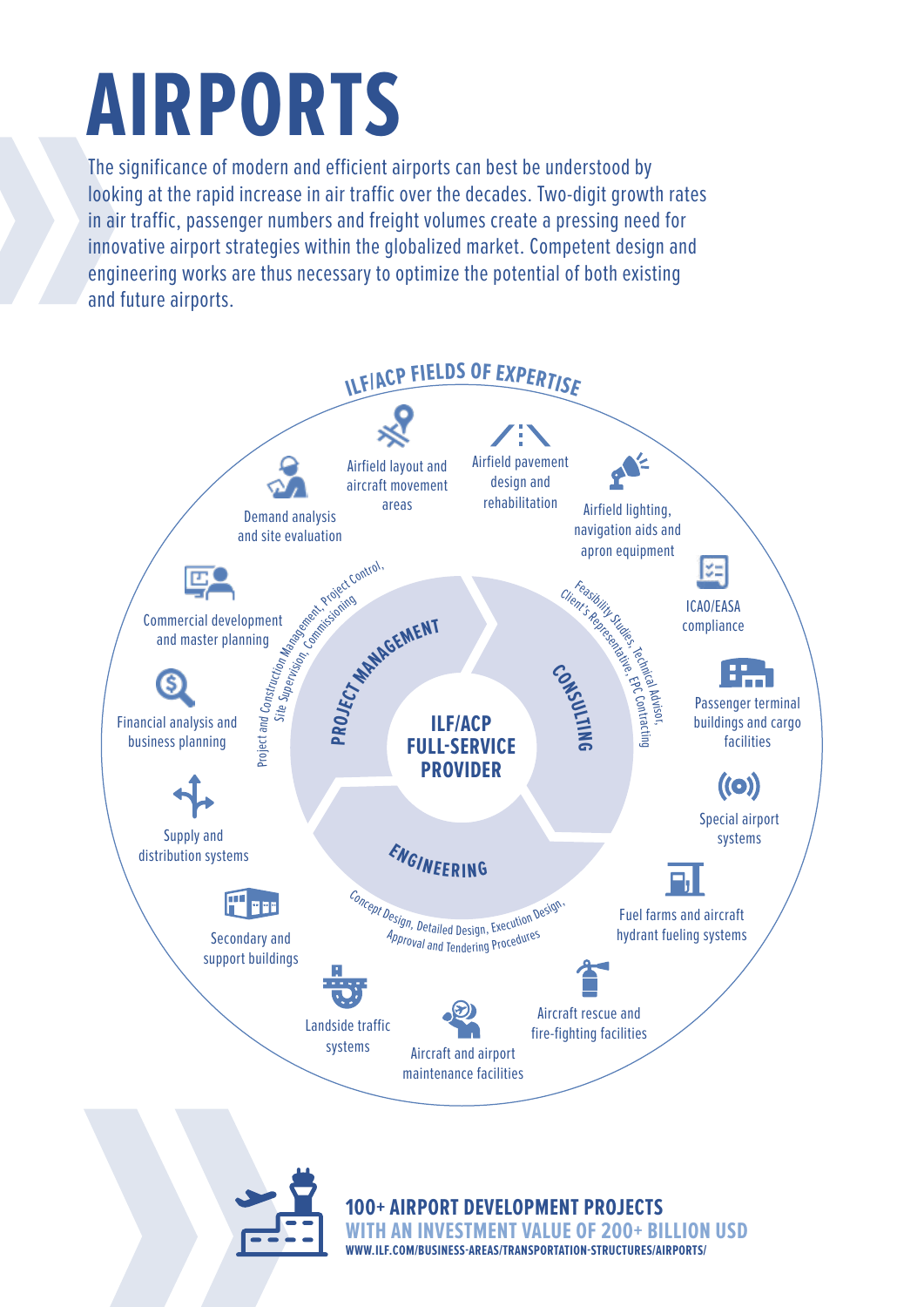# AIRPORTS

The significance of modern and efficient airports can best be understood by looking at the rapid increase in air traffic over the decades. Two-digit growth rates in air traffic, passenger numbers and freight volumes create a pressing need for innovative airport strategies within the globalized market. Competent design and engineering works are thus necessary to optimize the potential of both existing and future airports.

## ILF/ACP FIELDS OF EXPERTISE

**ILF/ACP FULL-SERVICE PROVIDER**

**PROJECT MANAGEMENT**
Project and Construction Management, Project Control, Site Supervision, Commissioning

**CONSULTING**
Feasibility Studies, Technical Advisor, Client's Representative, EPC Contracting

**ENGINEERING**
Concept Design, Detailed Design, Execution Design, Approval and Tendering Procedures

- Airfield layout and aircraft movement areas
- Airfield pavement design and rehabilitation
- Airfield lighting, navigation aids and apron equipment
- ICAO/EASA compliance
- Passenger terminal buildings and cargo facilities
- Special airport systems
- Fuel farms and aircraft hydrant fueling systems
- Aircraft rescue and fire-fighting facilities
- Aircraft and airport maintenance facilities
- Landside traffic systems
- Secondary and support buildings
- Supply and distribution systems
- Financial analysis and business planning
- Commercial development and master planning
- Demand analysis and site evaluation

**100+ AIRPORT DEVELOPMENT PROJECTS**
**WITH AN INVESTMENT VALUE OF 200+ BILLION USD**
WWW.ILF.COM/BUSINESS-AREAS/TRANSPORTATION-STRUCTURES/AIRPORTS/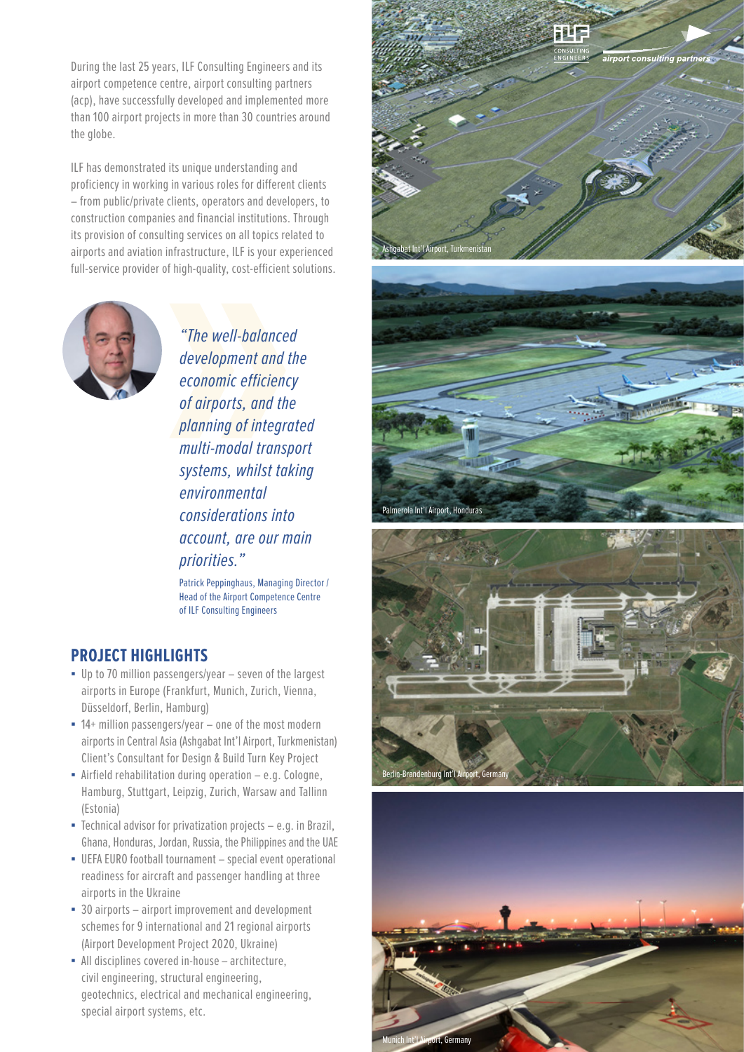During the last 25 years, ILF Consulting Engineers and its airport competence centre, airport consulting partners (acp), have successfully developed and implemented more than 100 airport projects in more than 30 countries around the globe.

ILF has demonstrated its unique understanding and proficiency in working in various roles for different clients – from public/private clients, operators and developers, to construction companies and financial institutions. Through its provision of consulting services on all topics related to airports and aviation infrastructure, ILF is your experienced full-service provider of high-quality, cost-efficient solutions.

*"The well-balanced development and the economic efficiency of airports, and the planning of integrated multi-modal transport systems, whilst taking environmental considerations into account, are our main priorities."*

Patrick Peppinghaus, Managing Director / Head of the Airport Competence Centre of ILF Consulting Engineers

## PROJECT HIGHLIGHTS

- Up to 70 million passengers/year – seven of the largest airports in Europe (Frankfurt, Munich, Zurich, Vienna, Düsseldorf, Berlin, Hamburg)
- 14+ million passengers/year – one of the most modern airports in Central Asia (Ashgabat Int'l Airport, Turkmenistan) Client's Consultant for Design & Build Turn Key Project
- Airfield rehabilitation during operation – e.g. Cologne, Hamburg, Stuttgart, Leipzig, Zurich, Warsaw and Tallinn (Estonia)
- Technical advisor for privatization projects – e.g. in Brazil, Ghana, Honduras, Jordan, Russia, the Philippines and the UAE
- UEFA EURO football tournament – special event operational readiness for aircraft and passenger handling at three airports in the Ukraine
- 30 airports – airport improvement and development schemes for 9 international and 21 regional airports (Airport Development Project 2020, Ukraine)
- All disciplines covered in-house – architecture, civil engineering, structural engineering, geotechnics, electrical and mechanical engineering, special airport systems, etc.

Ashgabat Int'l Airport, Turkmenistan

Palmerola Int'l Airport, Honduras

Berlin-Brandenburg Int'l Airport, Germany

Munich Int'l Airport, Germany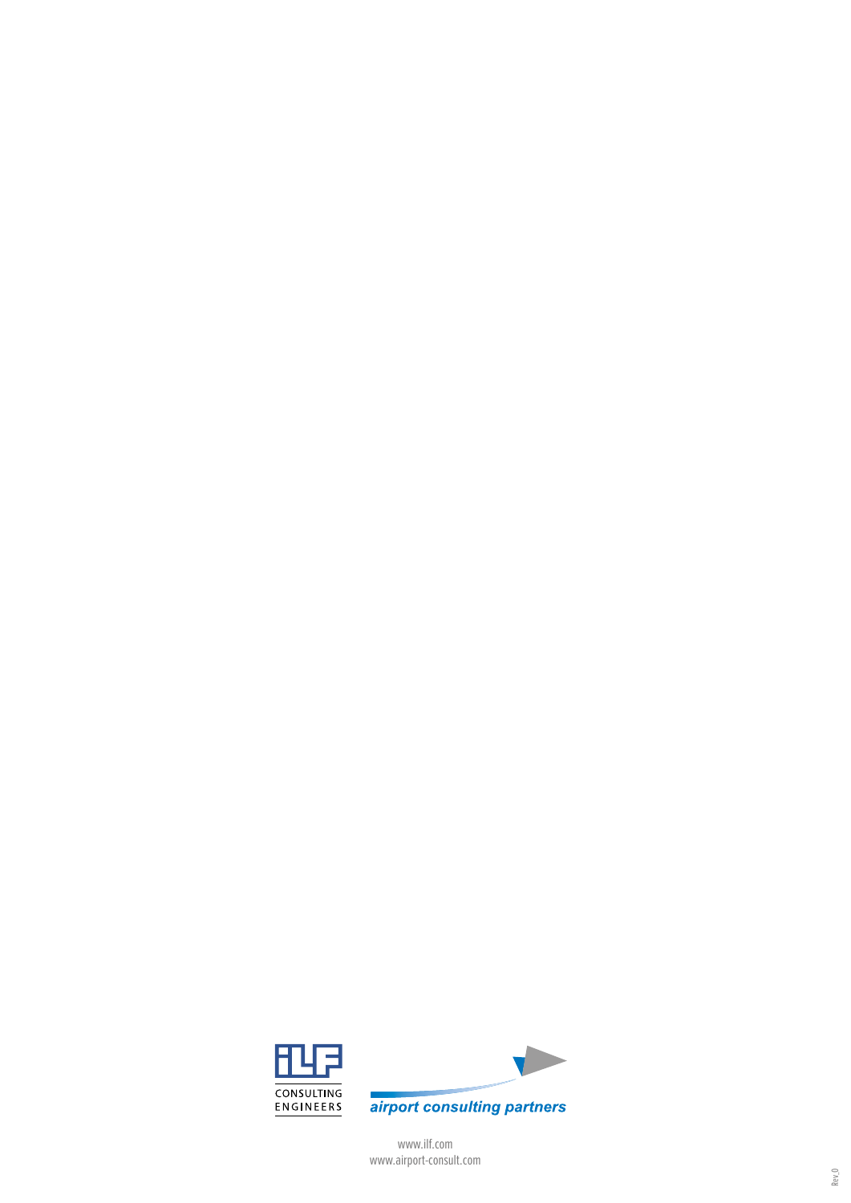CONSULTING
ENGINEERS

airport consulting partners

www.ilf.com
www.airport-consult.com

Rev_0